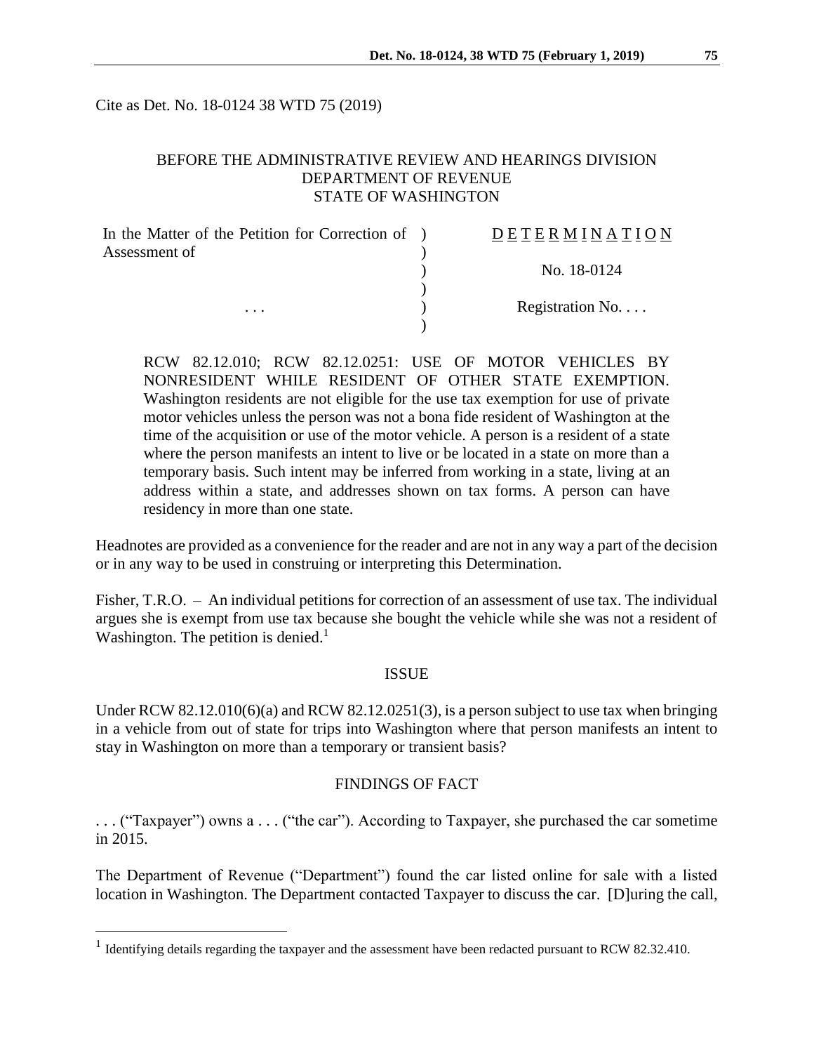Cite as Det. No. 18-0124 38 WTD 75 (2019)

BEFORE THE ADMINISTRATIVE REVIEW AND HEARINGS DIVISION
DEPARTMENT OF REVENUE
STATE OF WASHINGTON

| In the Matter of the Petition for Correction of Assessment of | ) | DETERMINATION |
|---|---|---|
| | ) | No. 18-0124 |
| . . . | ) | Registration No. . . . |

RCW 82.12.010; RCW 82.12.0251: USE OF MOTOR VEHICLES BY NONRESIDENT WHILE RESIDENT OF OTHER STATE EXEMPTION. Washington residents are not eligible for the use tax exemption for use of private motor vehicles unless the person was not a bona fide resident of Washington at the time of the acquisition or use of the motor vehicle. A person is a resident of a state where the person manifests an intent to live or be located in a state on more than a temporary basis. Such intent may be inferred from working in a state, living at an address within a state, and addresses shown on tax forms. A person can have residency in more than one state.

Headnotes are provided as a convenience for the reader and are not in any way a part of the decision or in any way to be used in construing or interpreting this Determination.

Fisher, T.R.O. – An individual petitions for correction of an assessment of use tax. The individual argues she is exempt from use tax because she bought the vehicle while she was not a resident of Washington. The petition is denied.[1]

## ISSUE

Under RCW 82.12.010(6)(a) and RCW 82.12.0251(3), is a person subject to use tax when bringing in a vehicle from out of state for trips into Washington where that person manifests an intent to stay in Washington on more than a temporary or transient basis?

## FINDINGS OF FACT

. . . ("Taxpayer") owns a . . . ("the car"). According to Taxpayer, she purchased the car sometime in 2015.

The Department of Revenue ("Department") found the car listed online for sale with a listed location in Washington. The Department contacted Taxpayer to discuss the car. [D]uring the call,

[1] Identifying details regarding the taxpayer and the assessment have been redacted pursuant to RCW 82.32.410.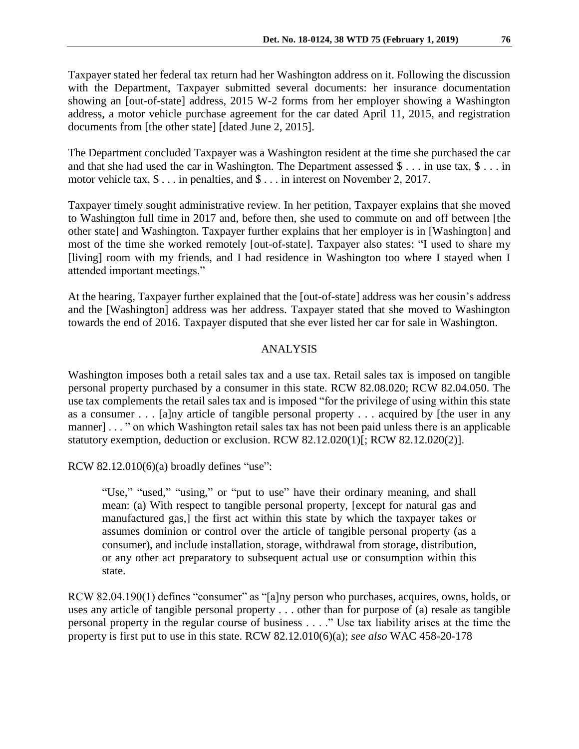Taxpayer stated her federal tax return had her Washington address on it. Following the discussion with the Department, Taxpayer submitted several documents: her insurance documentation showing an [out-of-state] address, 2015 W-2 forms from her employer showing a Washington address, a motor vehicle purchase agreement for the car dated April 11, 2015, and registration documents from [the other state] [dated June 2, 2015].

The Department concluded Taxpayer was a Washington resident at the time she purchased the car and that she had used the car in Washington. The Department assessed $ . . . in use tax, $ . . . in motor vehicle tax, $ . . . in penalties, and $ . . . in interest on November 2, 2017.

Taxpayer timely sought administrative review. In her petition, Taxpayer explains that she moved to Washington full time in 2017 and, before then, she used to commute on and off between [the other state] and Washington. Taxpayer further explains that her employer is in [Washington] and most of the time she worked remotely [out-of-state]. Taxpayer also states: "I used to share my [living] room with my friends, and I had residence in Washington too where I stayed when I attended important meetings."

At the hearing, Taxpayer further explained that the [out-of-state] address was her cousin's address and the [Washington] address was her address. Taxpayer stated that she moved to Washington towards the end of 2016. Taxpayer disputed that she ever listed her car for sale in Washington.

## ANALYSIS

Washington imposes both a retail sales tax and a use tax. Retail sales tax is imposed on tangible personal property purchased by a consumer in this state. RCW 82.08.020; RCW 82.04.050. The use tax complements the retail sales tax and is imposed "for the privilege of using within this state as a consumer . . . [a]ny article of tangible personal property . . . acquired by [the user in any manner] . . . " on which Washington retail sales tax has not been paid unless there is an applicable statutory exemption, deduction or exclusion. RCW 82.12.020(1)[; RCW 82.12.020(2)].

RCW 82.12.010(6)(a) broadly defines "use":

> "Use," "used," "using," or "put to use" have their ordinary meaning, and shall mean: (a) With respect to tangible personal property, [except for natural gas and manufactured gas,] the first act within this state by which the taxpayer takes or assumes dominion or control over the article of tangible personal property (as a consumer), and include installation, storage, withdrawal from storage, distribution, or any other act preparatory to subsequent actual use or consumption within this state.

RCW 82.04.190(1) defines "consumer" as "[a]ny person who purchases, acquires, owns, holds, or uses any article of tangible personal property . . . other than for purpose of (a) resale as tangible personal property in the regular course of business . . . ." Use tax liability arises at the time the property is first put to use in this state. RCW 82.12.010(6)(a); *see also* WAC 458-20-178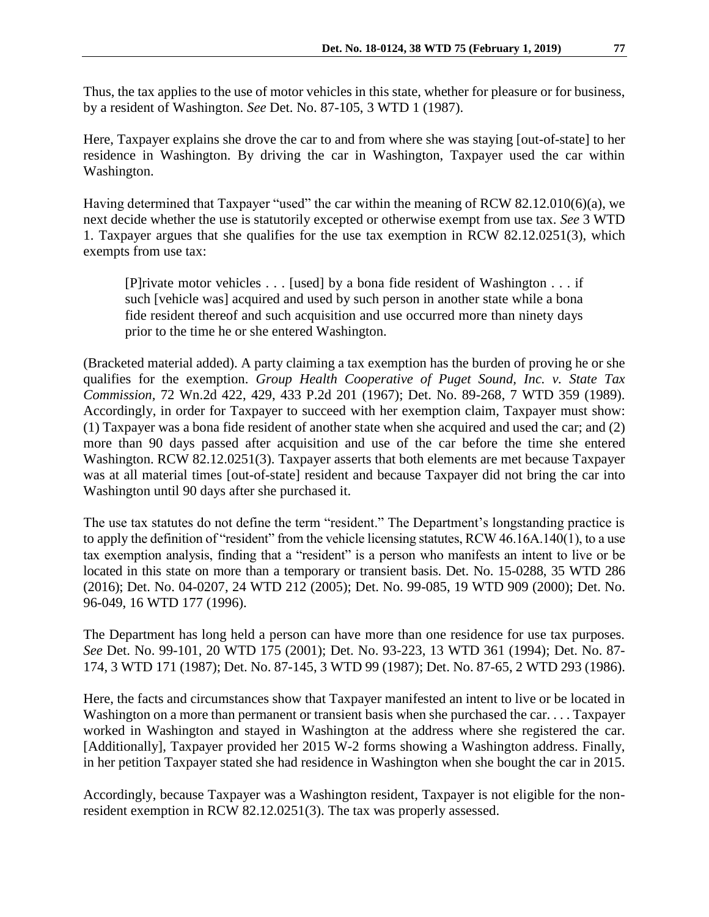Thus, the tax applies to the use of motor vehicles in this state, whether for pleasure or for business, by a resident of Washington. *See* Det. No. 87-105, 3 WTD 1 (1987).

Here, Taxpayer explains she drove the car to and from where she was staying [out-of-state] to her residence in Washington. By driving the car in Washington, Taxpayer used the car within Washington.

Having determined that Taxpayer "used" the car within the meaning of RCW 82.12.010(6)(a), we next decide whether the use is statutorily excepted or otherwise exempt from use tax. *See* 3 WTD 1. Taxpayer argues that she qualifies for the use tax exemption in RCW 82.12.0251(3), which exempts from use tax:

> [P]rivate motor vehicles . . . [used] by a bona fide resident of Washington . . . if such [vehicle was] acquired and used by such person in another state while a bona fide resident thereof and such acquisition and use occurred more than ninety days prior to the time he or she entered Washington.

(Bracketed material added). A party claiming a tax exemption has the burden of proving he or she qualifies for the exemption. *Group Health Cooperative of Puget Sound, Inc. v. State Tax Commission,* 72 Wn.2d 422, 429, 433 P.2d 201 (1967); Det. No. 89-268, 7 WTD 359 (1989). Accordingly, in order for Taxpayer to succeed with her exemption claim, Taxpayer must show: (1) Taxpayer was a bona fide resident of another state when she acquired and used the car; and (2) more than 90 days passed after acquisition and use of the car before the time she entered Washington. RCW 82.12.0251(3). Taxpayer asserts that both elements are met because Taxpayer was at all material times [out-of-state] resident and because Taxpayer did not bring the car into Washington until 90 days after she purchased it.

The use tax statutes do not define the term "resident." The Department's longstanding practice is to apply the definition of "resident" from the vehicle licensing statutes, RCW 46.16A.140(1), to a use tax exemption analysis, finding that a "resident" is a person who manifests an intent to live or be located in this state on more than a temporary or transient basis. Det. No. 15-0288, 35 WTD 286 (2016); Det. No. 04-0207, 24 WTD 212 (2005); Det. No. 99-085, 19 WTD 909 (2000); Det. No. 96-049, 16 WTD 177 (1996).

The Department has long held a person can have more than one residence for use tax purposes. *See* Det. No. 99-101, 20 WTD 175 (2001); Det. No. 93-223, 13 WTD 361 (1994); Det. No. 87-174, 3 WTD 171 (1987); Det. No. 87-145, 3 WTD 99 (1987); Det. No. 87-65, 2 WTD 293 (1986).

Here, the facts and circumstances show that Taxpayer manifested an intent to live or be located in Washington on a more than permanent or transient basis when she purchased the car. . . . Taxpayer worked in Washington and stayed in Washington at the address where she registered the car. [Additionally], Taxpayer provided her 2015 W-2 forms showing a Washington address. Finally, in her petition Taxpayer stated she had residence in Washington when she bought the car in 2015.

Accordingly, because Taxpayer was a Washington resident, Taxpayer is not eligible for the non-resident exemption in RCW 82.12.0251(3). The tax was properly assessed.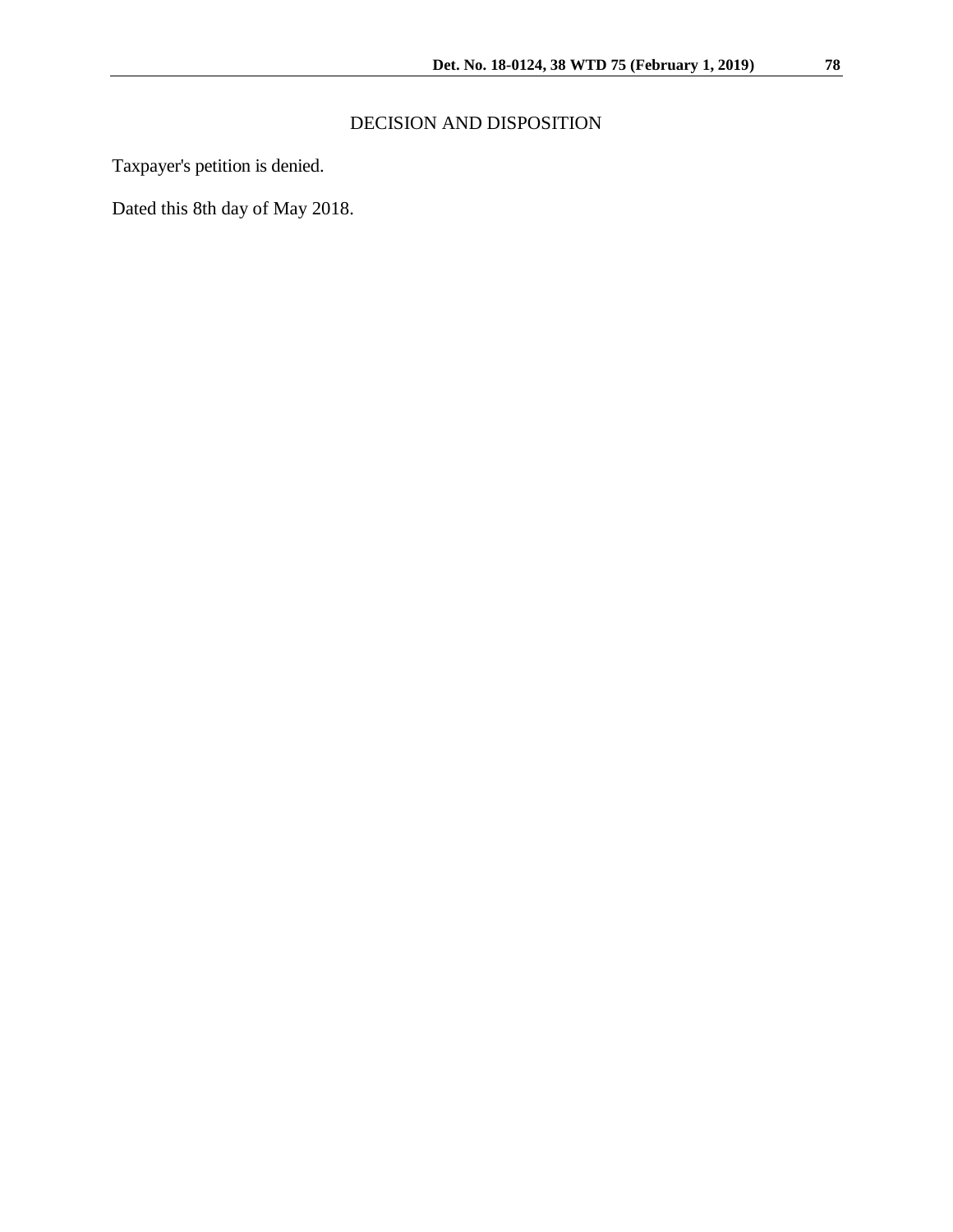## DECISION AND DISPOSITION

Taxpayer's petition is denied.

Dated this 8th day of May 2018.